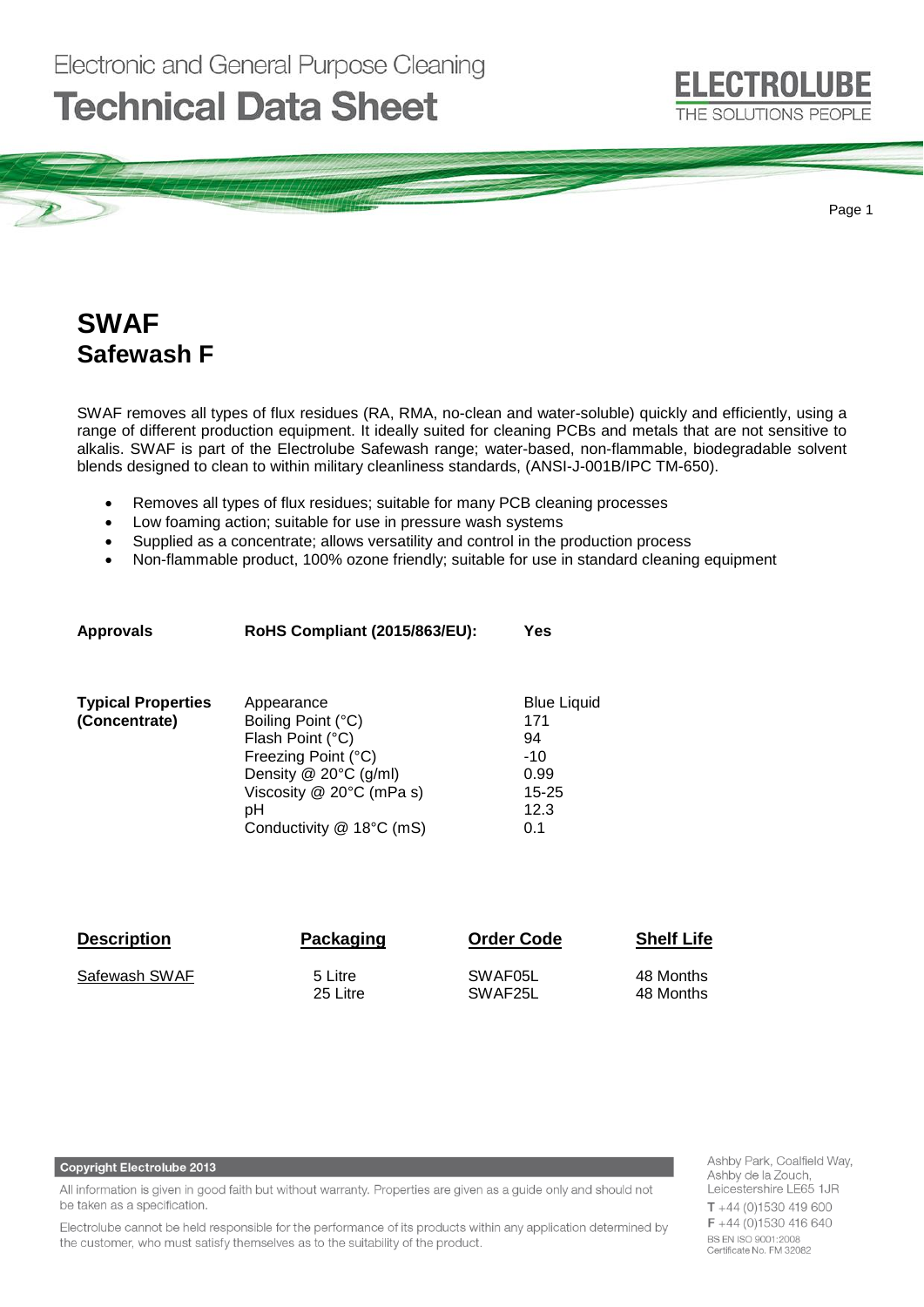# SWAF
## Safewash F

SWAF removes all types of flux residues (RA, RMA, no-clean and water-soluble) quickly and efficiently, using a range of different production equipment. It ideally suited for cleaning PCBs and metals that are not sensitive to alkalis. SWAF is part of the Electrolube Safewash range; water-based, non-flammable, biodegradable solvent blends designed to clean to within military cleanliness standards, (ANSI-J-001B/IPC TM-650).

- Removes all types of flux residues; suitable for many PCB cleaning processes
- Low foaming action; suitable for use in pressure wash systems
- Supplied as a concentrate; allows versatility and control in the production process
- Non-flammable product, 100% ozone friendly; suitable for use in standard cleaning equipment

| | | |
|---|---|---|
| **Approvals** | **RoHS Compliant (2015/863/EU):** | **Yes** |

| | | |
|---|---|---|
| **Typical Properties (Concentrate)** | Appearance | Blue Liquid |
| | Boiling Point (°C) | 171 |
| | Flash Point (°C) | 94 |
| | Freezing Point (°C) | -10 |
| | Density @ 20°C (g/ml) | 0.99 |
| | Viscosity @ 20°C (mPa s) | 15-25 |
| | pH | 12.3 |
| | Conductivity @ 18°C (mS) | 0.1 |

| Description | Packaging | Order Code | Shelf Life |
|---|---|---|---|
| Safewash SWAF | 5 Litre | SWAF05L | 48 Months |
| | 25 Litre | SWAF25L | 48 Months |

**Copyright Electrolube 2013**

All information is given in good faith but without warranty. Properties are given as a guide only and should not be taken as a specification.

Electrolube cannot be held responsible for the performance of its products within any application determined by the customer, who must satisfy themselves as to the suitability of the product.

Ashby Park, Coalfield Way,
Ashby de la Zouch,
Leicestershire LE65 1JR
T +44 (0)1530 419 600
F +44 (0)1530 416 640
BS EN ISO 9001:2008
Certificate No. FM 32082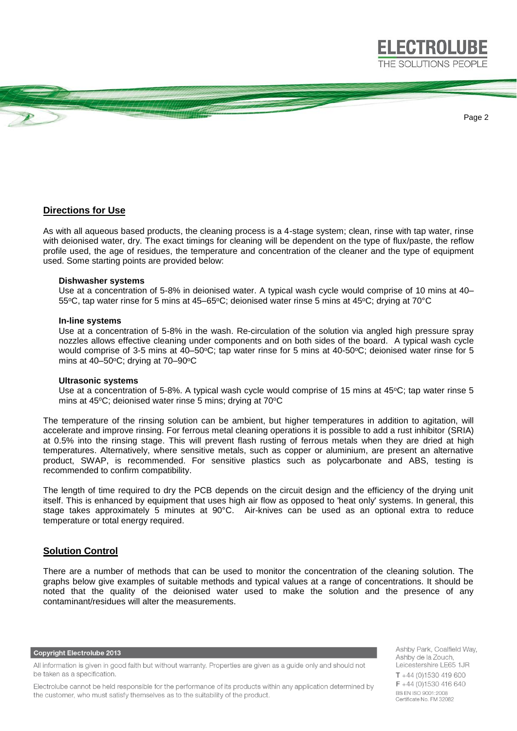## Directions for Use

As with all aqueous based products, the cleaning process is a 4-stage system; clean, rinse with tap water, rinse with deionised water, dry. The exact timings for cleaning will be dependent on the type of flux/paste, the reflow profile used, the age of residues, the temperature and concentration of the cleaner and the type of equipment used. Some starting points are provided below:

**Dishwasher systems**

Use at a concentration of 5-8% in deionised water. A typical wash cycle would comprise of 10 mins at 40–55°C, tap water rinse for 5 mins at 45–65°C; deionised water rinse 5 mins at 45°C; drying at 70°C

**In-line systems**

Use at a concentration of 5-8% in the wash. Re-circulation of the solution via angled high pressure spray nozzles allows effective cleaning under components and on both sides of the board. A typical wash cycle would comprise of 3-5 mins at 40–50°C; tap water rinse for 5 mins at 40-50°C; deionised water rinse for 5 mins at 40–50°C; drying at 70–90°C

**Ultrasonic systems**

Use at a concentration of 5-8%. A typical wash cycle would comprise of 15 mins at 45°C; tap water rinse 5 mins at 45°C; deionised water rinse 5 mins; drying at 70°C

The temperature of the rinsing solution can be ambient, but higher temperatures in addition to agitation, will accelerate and improve rinsing. For ferrous metal cleaning operations it is possible to add a rust inhibitor (SRIA) at 0.5% into the rinsing stage. This will prevent flash rusting of ferrous metals when they are dried at high temperatures. Alternatively, where sensitive metals, such as copper or aluminium, are present an alternative product, SWAP, is recommended. For sensitive plastics such as polycarbonate and ABS, testing is recommended to confirm compatibility.

The length of time required to dry the PCB depends on the circuit design and the efficiency of the drying unit itself. This is enhanced by equipment that uses high air flow as opposed to 'heat only' systems. In general, this stage takes approximately 5 minutes at 90°C. Air-knives can be used as an optional extra to reduce temperature or total energy required.

## Solution Control

There are a number of methods that can be used to monitor the concentration of the cleaning solution. The graphs below give examples of suitable methods and typical values at a range of concentrations. It should be noted that the quality of the deionised water used to make the solution and the presence of any contaminant/residues will alter the measurements.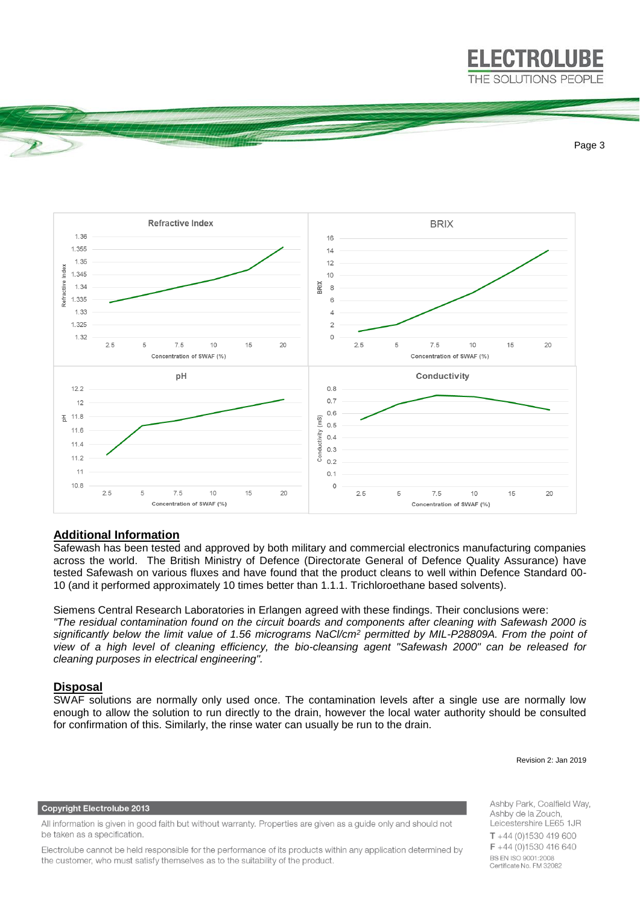Refractive Index

Refractive index

1.36
1.355
1.35
1.345
1.34
1.335
1.33
1.325
1.32

2.5 5 7.5 10 15 20

Concentration of SWAF (%)

BRIX

BRIX

16
14
12
10
8
6
4
2
0

2.5 5 7.5 10 15 20

Concentration of SWAF (%)

pH

pH

12.2
12
11.8
11.6
11.4
11.2
11
10.8

2.5 5 7.5 10 15 20

Concentration of SWAF (%)

Conductivity

Conductivity (mS)

0.8
0.7
0.6
0.5
0.4
0.3
0.2
0.1
0

2.5 5 7.5 10 15 20

Concentration of SWAF (%)

## Additional Information

Safewash has been tested and approved by both military and commercial electronics manufacturing companies across the world. The British Ministry of Defence (Directorate General of Defence Quality Assurance) have tested Safewash on various fluxes and have found that the product cleans to well within Defence Standard 00-10 (and it performed approximately 10 times better than 1.1.1. Trichloroethane based solvents).

Siemens Central Research Laboratories in Erlangen agreed with these findings. Their conclusions were:
*"The residual contamination found on the circuit boards and components after cleaning with Safewash 2000 is significantly below the limit value of 1.56 micrograms NaCl/cm² permitted by MIL-P28809A. From the point of view of a high level of cleaning efficiency, the bio-cleansing agent "Safewash 2000" can be released for cleaning purposes in electrical engineering".*

## Disposal

SWAF solutions are normally only used once. The contamination levels after a single use are normally low enough to allow the solution to run directly to the drain, however the local water authority should be consulted for confirmation of this. Similarly, the rinse water can usually be run to the drain.

Revision 2: Jan 2019

**Copyright Electrolube 2013**

All information is given in good faith but without warranty. Properties are given as a guide only and should not be taken as a specification.

Electrolube cannot be held responsible for the performance of its products within any application determined by the customer, who must satisfy themselves as to the suitability of the product.

Ashby Park, Coalfield Way,
Ashby de la Zouch,
Leicestershire LE65 1JR
T +44 (0)1530 419 600
F +44 (0)1530 416 640
BS EN ISO 9001:2008
Certificate No. FM 32082